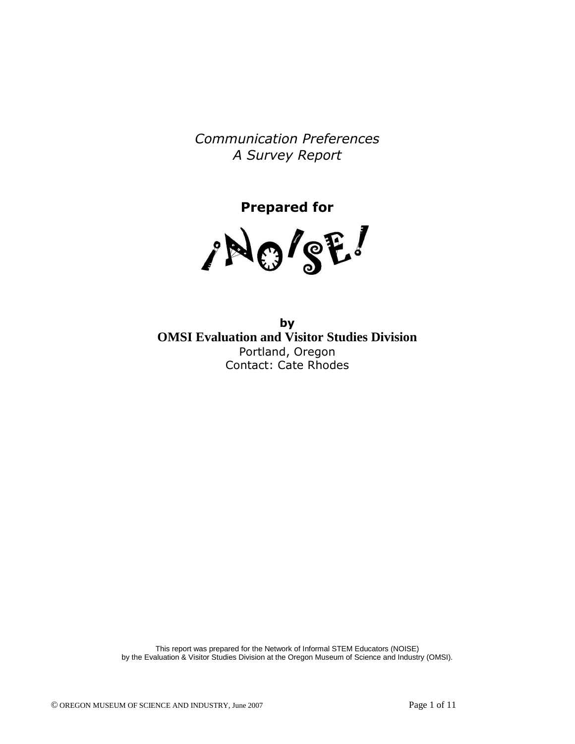*Communication Preferences*
*A Survey Report*

**Prepared for**

¡NOISE!

**by**
**OMSI Evaluation and Visitor Studies Division**
Portland, Oregon
Contact: Cate Rhodes

This report was prepared for the Network of Informal STEM Educators (NOISE) by the Evaluation & Visitor Studies Division at the Oregon Museum of Science and Industry (OMSI).

© OREGON MUSEUM OF SCIENCE AND INDUSTRY, June 2007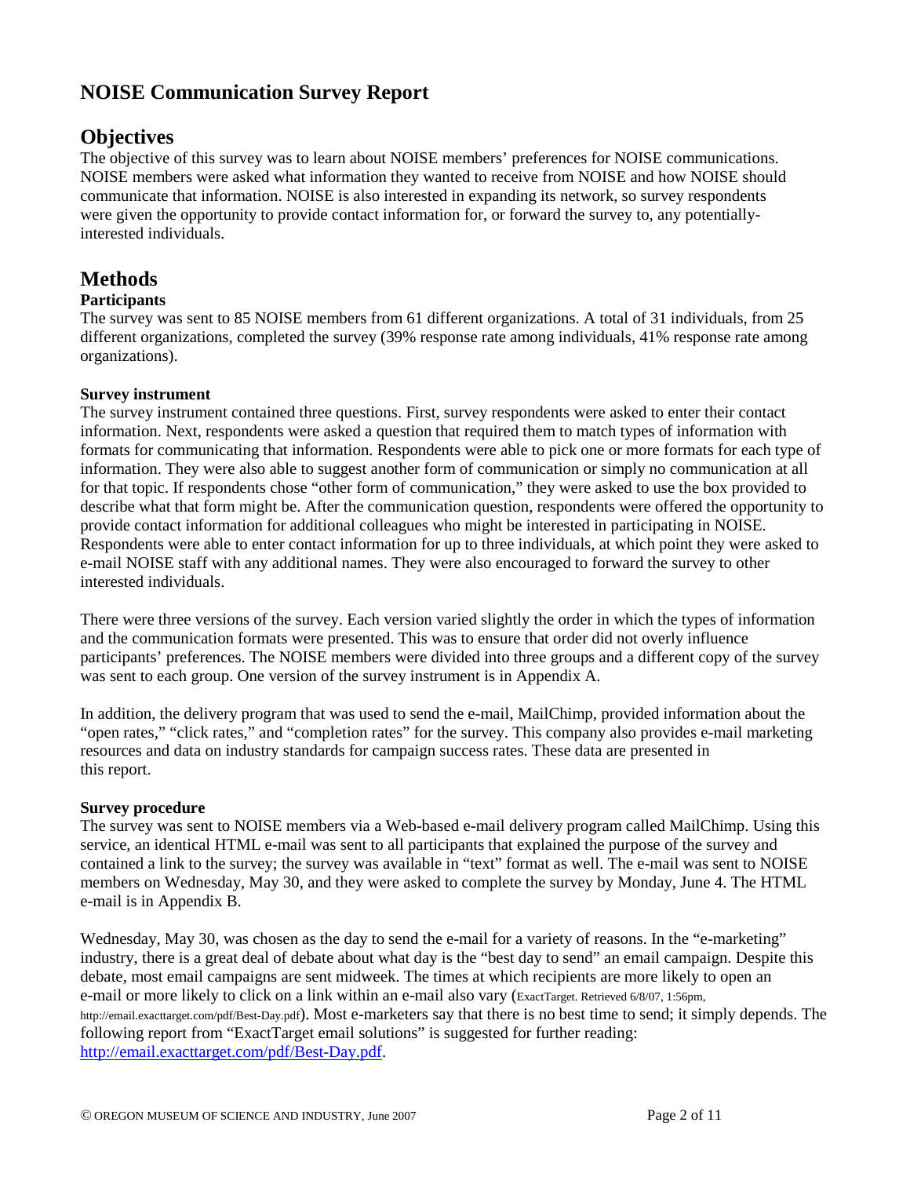# NOISE Communication Survey Report

## Objectives

The objective of this survey was to learn about NOISE members' preferences for NOISE communications. NOISE members were asked what information they wanted to receive from NOISE and how NOISE should communicate that information. NOISE is also interested in expanding its network, so survey respondents were given the opportunity to provide contact information for, or forward the survey to, any potentially-interested individuals.

## Methods

### Participants

The survey was sent to 85 NOISE members from 61 different organizations. A total of 31 individuals, from 25 different organizations, completed the survey (39% response rate among individuals, 41% response rate among organizations).

### Survey instrument

The survey instrument contained three questions. First, survey respondents were asked to enter their contact information. Next, respondents were asked a question that required them to match types of information with formats for communicating that information. Respondents were able to pick one or more formats for each type of information. They were also able to suggest another form of communication or simply no communication at all for that topic. If respondents chose "other form of communication," they were asked to use the box provided to describe what that form might be. After the communication question, respondents were offered the opportunity to provide contact information for additional colleagues who might be interested in participating in NOISE. Respondents were able to enter contact information for up to three individuals, at which point they were asked to e-mail NOISE staff with any additional names. They were also encouraged to forward the survey to other interested individuals.

There were three versions of the survey. Each version varied slightly the order in which the types of information and the communication formats were presented. This was to ensure that order did not overly influence participants' preferences. The NOISE members were divided into three groups and a different copy of the survey was sent to each group. One version of the survey instrument is in Appendix A.

In addition, the delivery program that was used to send the e-mail, MailChimp, provided information about the "open rates," "click rates," and "completion rates" for the survey. This company also provides e-mail marketing resources and data on industry standards for campaign success rates. These data are presented in this report.

### Survey procedure

The survey was sent to NOISE members via a Web-based e-mail delivery program called MailChimp. Using this service, an identical HTML e-mail was sent to all participants that explained the purpose of the survey and contained a link to the survey; the survey was available in "text" format as well. The e-mail was sent to NOISE members on Wednesday, May 30, and they were asked to complete the survey by Monday, June 4. The HTML e-mail is in Appendix B.

Wednesday, May 30, was chosen as the day to send the e-mail for a variety of reasons. In the "e-marketing" industry, there is a great deal of debate about what day is the "best day to send" an email campaign. Despite this debate, most email campaigns are sent midweek. The times at which recipients are more likely to open an e-mail or more likely to click on a link within an e-mail also vary (ExactTarget. Retrieved 6/8/07, 1:56pm, http://email.exacttarget.com/pdf/Best-Day.pdf). Most e-marketers say that there is no best time to send; it simply depends. The following report from "ExactTarget email solutions" is suggested for further reading: [http://email.exacttarget.com/pdf/Best-Day.pdf](http://email.exacttarget.com/pdf/Best-Day.pdf).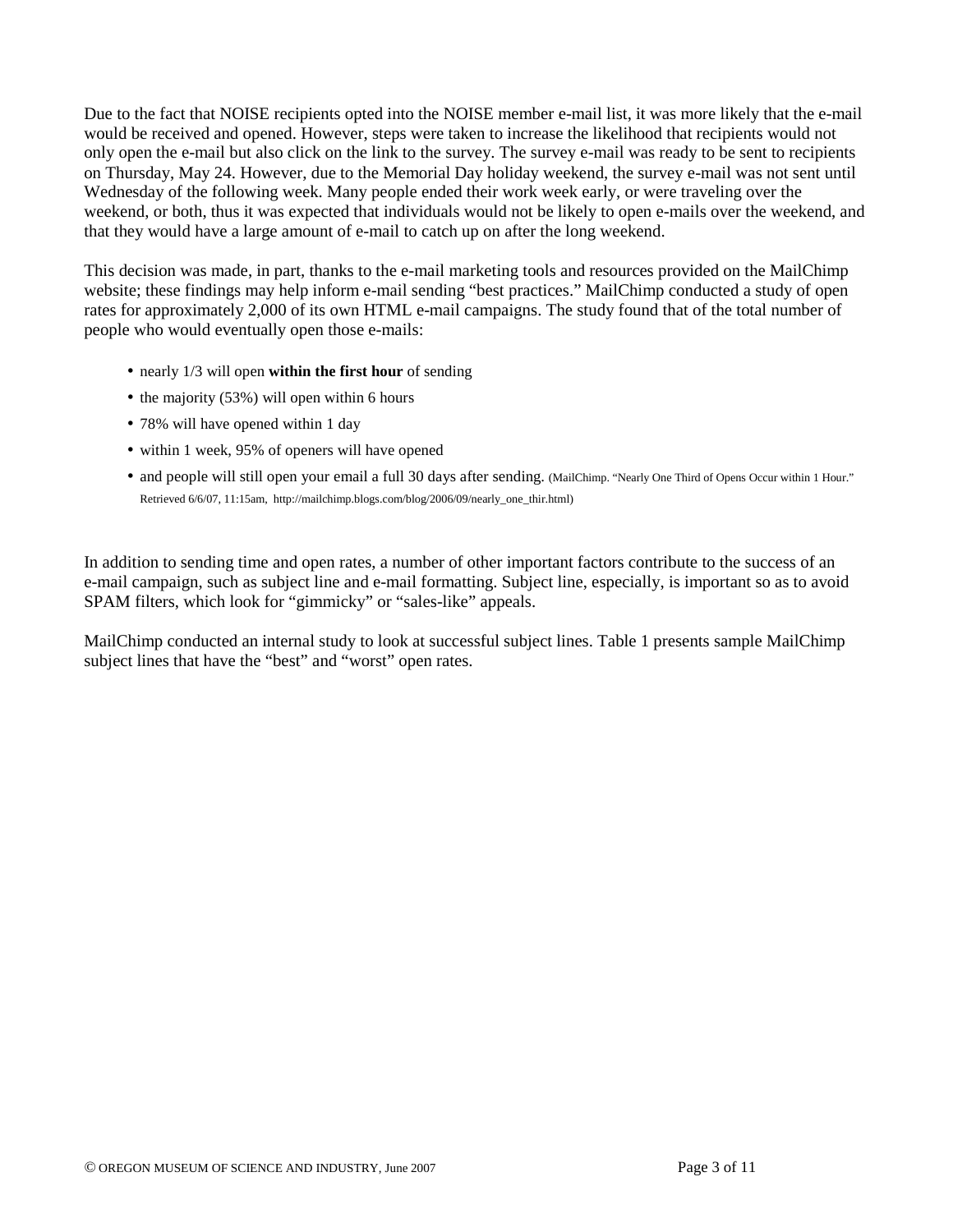Due to the fact that NOISE recipients opted into the NOISE member e-mail list, it was more likely that the e-mail would be received and opened. However, steps were taken to increase the likelihood that recipients would not only open the e-mail but also click on the link to the survey. The survey e-mail was ready to be sent to recipients on Thursday, May 24. However, due to the Memorial Day holiday weekend, the survey e-mail was not sent until Wednesday of the following week. Many people ended their work week early, or were traveling over the weekend, or both, thus it was expected that individuals would not be likely to open e-mails over the weekend, and that they would have a large amount of e-mail to catch up on after the long weekend.

This decision was made, in part, thanks to the e-mail marketing tools and resources provided on the MailChimp website; these findings may help inform e-mail sending "best practices." MailChimp conducted a study of open rates for approximately 2,000 of its own HTML e-mail campaigns. The study found that of the total number of people who would eventually open those e-mails:

- nearly 1/3 will open **within the first hour** of sending
- the majority (53%) will open within 6 hours
- 78% will have opened within 1 day
- within 1 week, 95% of openers will have opened
- and people will still open your email a full 30 days after sending. (MailChimp. "Nearly One Third of Opens Occur within 1 Hour." Retrieved 6/6/07, 11:15am, http://mailchimp.blogs.com/blog/2006/09/nearly_one_thir.html)

In addition to sending time and open rates, a number of other important factors contribute to the success of an e-mail campaign, such as subject line and e-mail formatting. Subject line, especially, is important so as to avoid SPAM filters, which look for "gimmicky" or "sales-like" appeals.

MailChimp conducted an internal study to look at successful subject lines. Table 1 presents sample MailChimp subject lines that have the "best" and "worst" open rates.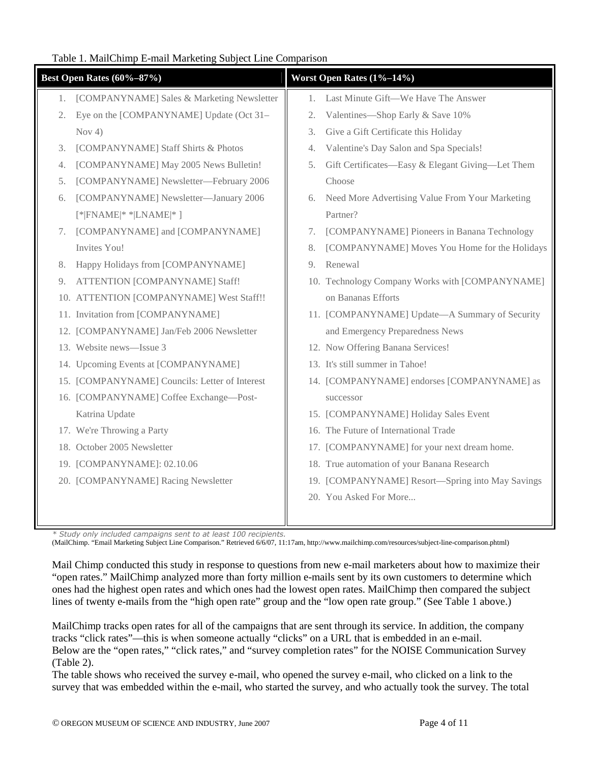Table 1. MailChimp E-mail Marketing Subject Line Comparison

| Best Open Rates (60%–87%) | Worst Open Rates (1%–14%) |
| --- | --- |
| 1. [COMPANYNAME] Sales & Marketing Newsletter | 1. Last Minute Gift—We Have The Answer |
| 2. Eye on the [COMPANYNAME] Update (Oct 31–Nov 4) | 2. Valentines—Shop Early & Save 10% |
| 3. [COMPANYNAME] Staff Shirts & Photos | 3. Give a Gift Certificate this Holiday |
| 4. [COMPANYNAME] May 2005 News Bulletin! | 4. Valentine's Day Salon and Spa Specials! |
| 5. [COMPANYNAME] Newsletter—February 2006 | 5. Gift Certificates—Easy & Elegant Giving—Let Them Choose |
| 6. [COMPANYNAME] Newsletter—January 2006 [*\|FNAME\|* *\|LNAME\|* ] | 6. Need More Advertising Value From Your Marketing Partner? |
| 7. [COMPANYNAME] and [COMPANYNAME] Invites You! | 7. [COMPANYNAME] Pioneers in Banana Technology |
| 8. Happy Holidays from [COMPANYNAME] | 8. [COMPANYNAME] Moves You Home for the Holidays |
| 9. ATTENTION [COMPANYNAME] Staff! | 9. Renewal |
| 10. ATTENTION [COMPANYNAME] West Staff!! | 10. Technology Company Works with [COMPANYNAME] on Bananas Efforts |
| 11. Invitation from [COMPANYNAME] | 11. [COMPANYNAME] Update—A Summary of Security and Emergency Preparedness News |
| 12. [COMPANYNAME] Jan/Feb 2006 Newsletter | 12. Now Offering Banana Services! |
| 13. Website news—Issue 3 | 13. It's still summer in Tahoe! |
| 14. Upcoming Events at [COMPANYNAME] | 14. [COMPANYNAME] endorses [COMPANYNAME] as successor |
| 15. [COMPANYNAME] Councils: Letter of Interest | 15. [COMPANYNAME] Holiday Sales Event |
| 16. [COMPANYNAME] Coffee Exchange—Post-Katrina Update | 16. The Future of International Trade |
| 17. We're Throwing a Party | 17. [COMPANYNAME] for your next dream home. |
| 18. October 2005 Newsletter | 18. True automation of your Banana Research |
| 19. [COMPANYNAME]: 02.10.06 | 19. [COMPANYNAME] Resort—Spring into May Savings |
| 20. [COMPANYNAME] Racing Newsletter | 20. You Asked For More... |

*\* Study only included campaigns sent to at least 100 recipients.*

(MailChimp. "Email Marketing Subject Line Comparison." Retrieved 6/6/07, 11:17am, http://www.mailchimp.com/resources/subject-line-comparison.phtml)

Mail Chimp conducted this study in response to questions from new e-mail marketers about how to maximize their "open rates." MailChimp analyzed more than forty million e-mails sent by its own customers to determine which ones had the highest open rates and which ones had the lowest open rates. MailChimp then compared the subject lines of twenty e-mails from the "high open rate" group and the "low open rate group." (See Table 1 above.)

MailChimp tracks open rates for all of the campaigns that are sent through its service. In addition, the company tracks "click rates"—this is when someone actually "clicks" on a URL that is embedded in an e-mail. Below are the "open rates," "click rates," and "survey completion rates" for the NOISE Communication Survey (Table 2).

The table shows who received the survey e-mail, who opened the survey e-mail, who clicked on a link to the survey that was embedded within the e-mail, who started the survey, and who actually took the survey. The total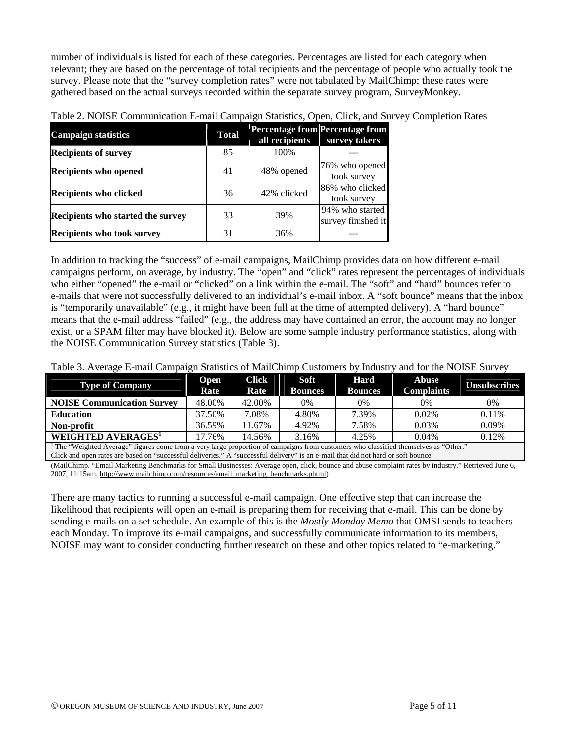number of individuals is listed for each of these categories. Percentages are listed for each category when relevant; they are based on the percentage of total recipients and the percentage of people who actually took the survey. Please note that the "survey completion rates" were not tabulated by MailChimp; these rates were gathered based on the actual surveys recorded within the separate survey program, SurveyMonkey.

Table 2. NOISE Communication E-mail Campaign Statistics, Open, Click, and Survey Completion Rates

| Campaign statistics | Total | Percentage from all recipients | Percentage from survey takers |
|---|---|---|---|
| **Recipients of survey** | 85 | 100% | --- |
| **Recipients who opened** | 41 | 48% opened | 76% who opened took survey |
| **Recipients who clicked** | 36 | 42% clicked | 86% who clicked took survey |
| **Recipients who started the survey** | 33 | 39% | 94% who started survey finished it |
| **Recipients who took survey** | 31 | 36% | --- |

In addition to tracking the "success" of e-mail campaigns, MailChimp provides data on how different e-mail campaigns perform, on average, by industry. The "open" and "click" rates represent the percentages of individuals who either "opened" the e-mail or "clicked" on a link within the e-mail. The "soft" and "hard" bounces refer to e-mails that were not successfully delivered to an individual's e-mail inbox. A "soft bounce" means that the inbox is "temporarily unavailable" (e.g., it might have been full at the time of attempted delivery). A "hard bounce" means that the e-mail address "failed" (e.g., the address may have contained an error, the account may no longer exist, or a SPAM filter may have blocked it). Below are some sample industry performance statistics, along with the NOISE Communication Survey statistics (Table 3).

Table 3. Average E-mail Campaign Statistics of MailChimp Customers by Industry and for the NOISE Survey

| Type of Company | Open Rate | Click Rate | Soft Bounces | Hard Bounces | Abuse Complaints | Unsubscribes |
|---|---|---|---|---|---|---|
| **NOISE Communication Survey** | 48.00% | 42.00% | 0% | 0% | 0% | 0% |
| **Education** | 37.50% | 7.08% | 4.80% | 7.39% | 0.02% | 0.11% |
| **Non-profit** | 36.59% | 11.67% | 4.92% | 7.58% | 0.03% | 0.09% |
| **WEIGHTED AVERAGES[1]** | 17.76% | 14.56% | 3.16% | 4.25% | 0.04% | 0.12% |

[1] The "Weighted Average" figures come from a very large proportion of campaigns from customers who classified themselves as "Other." Click and open rates are based on "successful deliveries." A "successful delivery" is an e-mail that did not hard or soft bounce.

(MailChimp. "Email Marketing Benchmarks for Small Businesses: Average open, click, bounce and abuse complaint rates by industry." Retrieved June 6, 2007, 11:15am, http://www.mailchimp.com/resources/email_marketing_benchmarks.phtml)

There are many tactics to running a successful e-mail campaign. One effective step that can increase the likelihood that recipients will open an e-mail is preparing them for receiving that e-mail. This can be done by sending e-mails on a set schedule. An example of this is the *Mostly Monday Memo* that OMSI sends to teachers each Monday. To improve its e-mail campaigns, and successfully communicate information to its members, NOISE may want to consider conducting further research on these and other topics related to "e-marketing."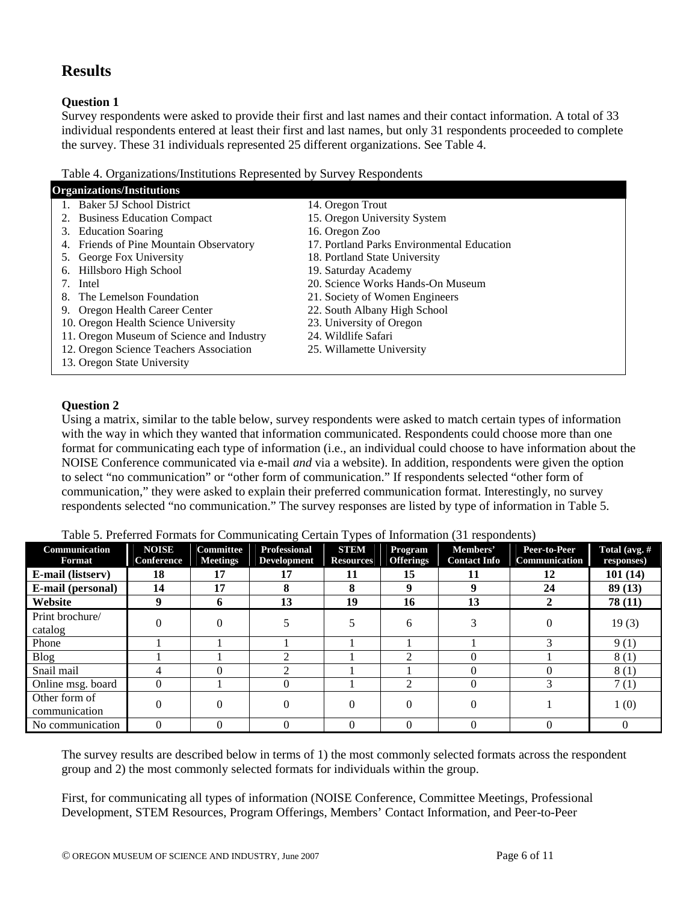## Results

### Question 1

Survey respondents were asked to provide their first and last names and their contact information. A total of 33 individual respondents entered at least their first and last names, but only 31 respondents proceeded to complete the survey. These 31 individuals represented 25 different organizations. See Table 4.

Table 4. Organizations/Institutions Represented by Survey Respondents

| Organizations/Institutions | |
|---|---|
| 1. Baker 5J School District | 14. Oregon Trout |
| 2. Business Education Compact | 15. Oregon University System |
| 3. Education Soaring | 16. Oregon Zoo |
| 4. Friends of Pine Mountain Observatory | 17. Portland Parks Environmental Education |
| 5. George Fox University | 18. Portland State University |
| 6. Hillsboro High School | 19. Saturday Academy |
| 7. Intel | 20. Science Works Hands-On Museum |
| 8. The Lemelson Foundation | 21. Society of Women Engineers |
| 9. Oregon Health Career Center | 22. South Albany High School |
| 10. Oregon Health Science University | 23. University of Oregon |
| 11. Oregon Museum of Science and Industry | 24. Wildlife Safari |
| 12. Oregon Science Teachers Association | 25. Willamette University |
| 13. Oregon State University | |

### Question 2

Using a matrix, similar to the table below, survey respondents were asked to match certain types of information with the way in which they wanted that information communicated. Respondents could choose more than one format for communicating each type of information (i.e., an individual could choose to have information about the NOISE Conference communicated via e-mail *and* via a website). In addition, respondents were given the option to select "no communication" or "other form of communication." If respondents selected "other form of communication," they were asked to explain their preferred communication format. Interestingly, no survey respondents selected "no communication." The survey responses are listed by type of information in Table 5.

Table 5. Preferred Formats for Communicating Certain Types of Information (31 respondents)

| Communication Format | NOISE Conference | Committee Meetings | Professional Development | STEM Resources | Program Offerings | Members' Contact Info | Peer-to-Peer Communication | Total (avg. # responses) |
|---|---|---|---|---|---|---|---|---|
| **E-mail (listserv)** | **18** | **17** | **17** | **11** | **15** | **11** | **12** | **101 (14)** |
| **E-mail (personal)** | **14** | **17** | **8** | **8** | **9** | **9** | **24** | **89 (13)** |
| **Website** | **9** | **6** | **13** | **19** | **16** | **13** | **2** | **78 (11)** |
| Print brochure/ catalog | 0 | 0 | 5 | 5 | 6 | 3 | 0 | 19 (3) |
| Phone | 1 | 1 | 1 | 1 | 1 | 1 | 3 | 9 (1) |
| Blog | 1 | 1 | 2 | 1 | 2 | 0 | 1 | 8 (1) |
| Snail mail | 4 | 0 | 2 | 1 | 1 | 0 | 0 | 8 (1) |
| Online msg. board | 0 | 1 | 0 | 1 | 2 | 0 | 3 | 7 (1) |
| Other form of communication | 0 | 0 | 0 | 0 | 0 | 0 | 1 | 1 (0) |
| No communication | 0 | 0 | 0 | 0 | 0 | 0 | 0 | 0 |

The survey results are described below in terms of 1) the most commonly selected formats across the respondent group and 2) the most commonly selected formats for individuals within the group.

First, for communicating all types of information (NOISE Conference, Committee Meetings, Professional Development, STEM Resources, Program Offerings, Members' Contact Information, and Peer-to-Peer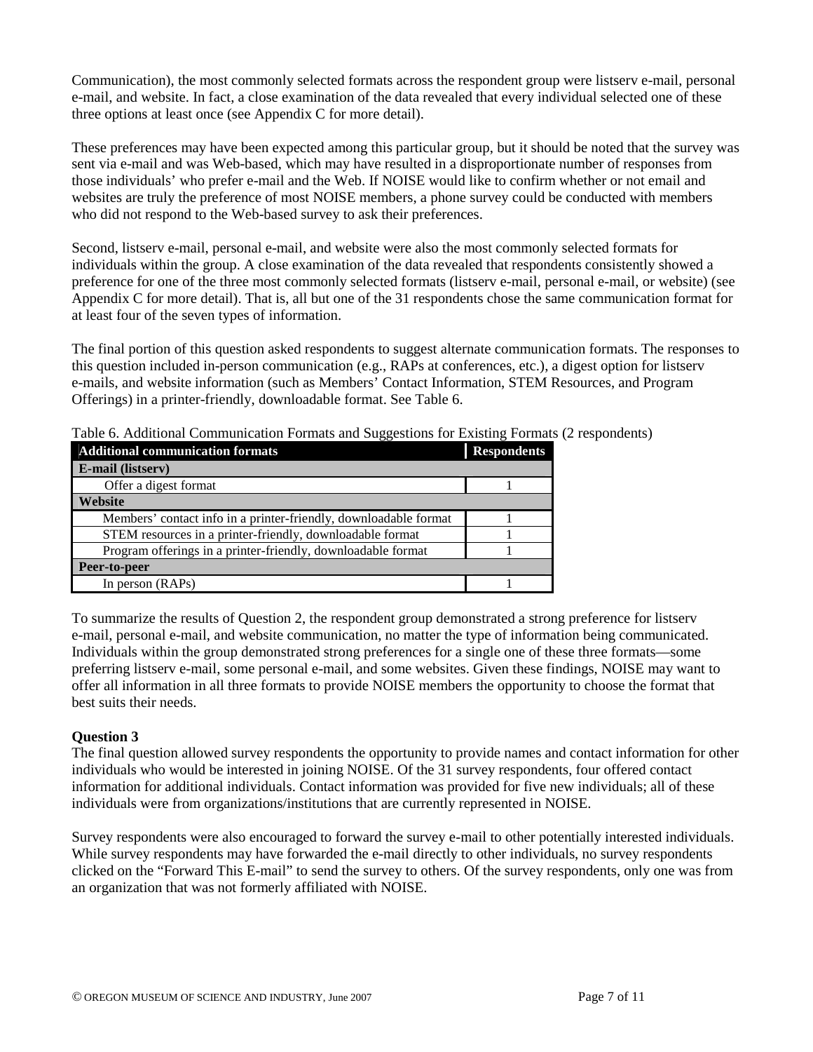Communication), the most commonly selected formats across the respondent group were listserv e-mail, personal e-mail, and website. In fact, a close examination of the data revealed that every individual selected one of these three options at least once (see Appendix C for more detail).

These preferences may have been expected among this particular group, but it should be noted that the survey was sent via e-mail and was Web-based, which may have resulted in a disproportionate number of responses from those individuals' who prefer e-mail and the Web. If NOISE would like to confirm whether or not email and websites are truly the preference of most NOISE members, a phone survey could be conducted with members who did not respond to the Web-based survey to ask their preferences.

Second, listserv e-mail, personal e-mail, and website were also the most commonly selected formats for individuals within the group. A close examination of the data revealed that respondents consistently showed a preference for one of the three most commonly selected formats (listserv e-mail, personal e-mail, or website) (see Appendix C for more detail). That is, all but one of the 31 respondents chose the same communication format for at least four of the seven types of information.

The final portion of this question asked respondents to suggest alternate communication formats. The responses to this question included in-person communication (e.g., RAPs at conferences, etc.), a digest option for listserv e-mails, and website information (such as Members' Contact Information, STEM Resources, and Program Offerings) in a printer-friendly, downloadable format. See Table 6.

Table 6. Additional Communication Formats and Suggestions for Existing Formats (2 respondents)

| Additional communication formats | Respondents |
|---|---|
| **E-mail (listserv)** | |
| Offer a digest format | 1 |
| **Website** | |
| Members' contact info in a printer-friendly, downloadable format | 1 |
| STEM resources in a printer-friendly, downloadable format | 1 |
| Program offerings in a printer-friendly, downloadable format | 1 |
| **Peer-to-peer** | |
| In person (RAPs) | 1 |

To summarize the results of Question 2, the respondent group demonstrated a strong preference for listserv e-mail, personal e-mail, and website communication, no matter the type of information being communicated. Individuals within the group demonstrated strong preferences for a single one of these three formats—some preferring listserv e-mail, some personal e-mail, and some websites. Given these findings, NOISE may want to offer all information in all three formats to provide NOISE members the opportunity to choose the format that best suits their needs.

**Question 3**

The final question allowed survey respondents the opportunity to provide names and contact information for other individuals who would be interested in joining NOISE. Of the 31 survey respondents, four offered contact information for additional individuals. Contact information was provided for five new individuals; all of these individuals were from organizations/institutions that are currently represented in NOISE.

Survey respondents were also encouraged to forward the survey e-mail to other potentially interested individuals. While survey respondents may have forwarded the e-mail directly to other individuals, no survey respondents clicked on the "Forward This E-mail" to send the survey to others. Of the survey respondents, only one was from an organization that was not formerly affiliated with NOISE.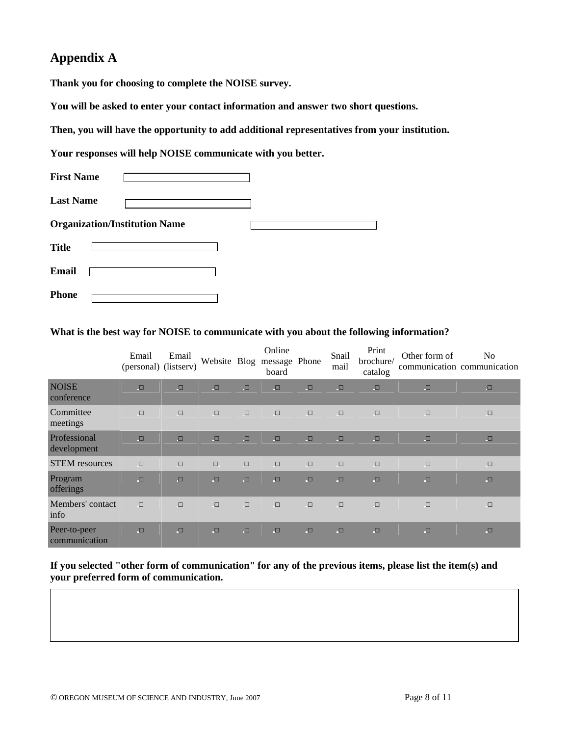## Appendix A

**Thank you for choosing to complete the NOISE survey.**

**You will be asked to enter your contact information and answer two short questions.**

**Then, you will have the opportunity to add additional representatives from your institution.**

**Your responses will help NOISE communicate with you better.**

**First Name** \_\_\_\_\_\_\_\_\_\_\_\_\_\_\_\_\_\_\_\_

**Last Name** \_\_\_\_\_\_\_\_\_\_\_\_\_\_\_\_\_\_\_\_

**Organization/Institution Name** \_\_\_\_\_\_\_\_\_\_\_\_\_\_\_\_\_\_\_\_

**Title** \_\_\_\_\_\_\_\_\_\_\_\_\_\_\_\_\_\_\_\_

**Email** \_\_\_\_\_\_\_\_\_\_\_\_\_\_\_\_\_\_\_\_

**Phone** \_\_\_\_\_\_\_\_\_\_\_\_\_\_\_\_\_\_\_\_

**What is the best way for NOISE to communicate with you about the following information?**

| | Email (personal) | Email (listserv) | Website | Blog | Online message board | Phone | Snail mail | Print brochure/ catalog | Other form of communication | No communication |
|---|---|---|---|---|---|---|---|---|---|---|
| NOISE conference | □ | □ | □ | □ | □ | □ | □ | □ | □ | □ |
| Committee meetings | □ | □ | □ | □ | □ | □ | □ | □ | □ | □ |
| Professional development | □ | □ | □ | □ | □ | □ | □ | □ | □ | □ |
| STEM resources | □ | □ | □ | □ | □ | □ | □ | □ | □ | □ |
| Program offerings | □ | □ | □ | □ | □ | □ | □ | □ | □ | □ |
| Members' contact info | □ | □ | □ | □ | □ | □ | □ | □ | □ | □ |
| Peer-to-peer communication | □ | □ | □ | □ | □ | □ | □ | □ | □ | □ |

**If you selected "other form of communication" for any of the previous items, please list the item(s) and your preferred form of communication.**

© OREGON MUSEUM OF SCIENCE AND INDUSTRY, June 2007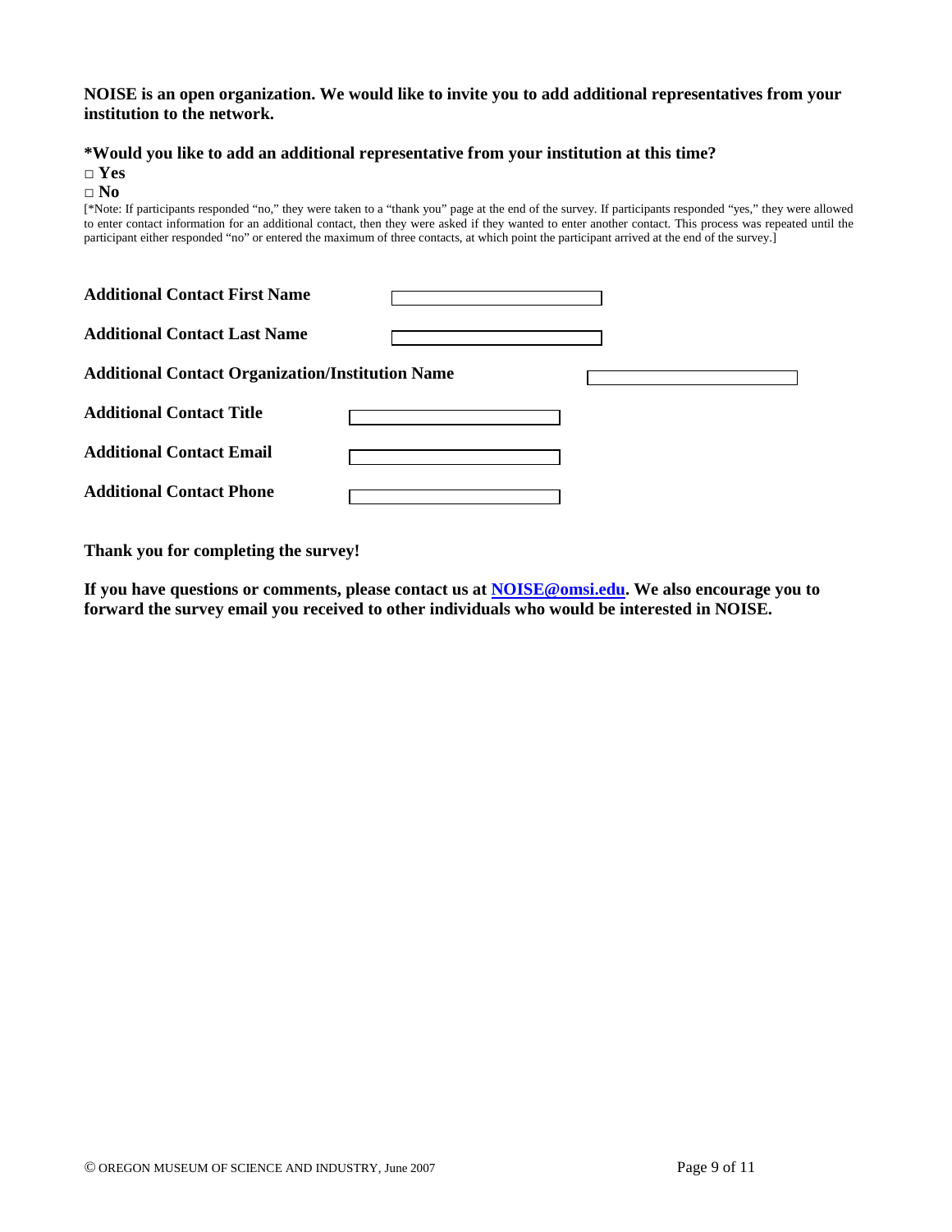**NOISE is an open organization. We would like to invite you to add additional representatives from your institution to the network.**

**\*Would you like to add an additional representative from your institution at this time?**

□ **Yes**
□ **No**

[*Note: If participants responded "no," they were taken to a "thank you" page at the end of the survey. If participants responded "yes," they were allowed to enter contact information for an additional contact, then they were asked if they wanted to enter another contact. This process was repeated until the participant either responded "no" or entered the maximum of three contacts, at which point the participant arrived at the end of the survey.]

**Additional Contact First Name** ____________________

**Additional Contact Last Name** ____________________

**Additional Contact Organization/Institution Name** ____________________

**Additional Contact Title** ____________________

**Additional Contact Email** ____________________

**Additional Contact Phone** ____________________

**Thank you for completing the survey!**

**If you have questions or comments, please contact us at NOISE@omsi.edu. We also encourage you to forward the survey email you received to other individuals who would be interested in NOISE.**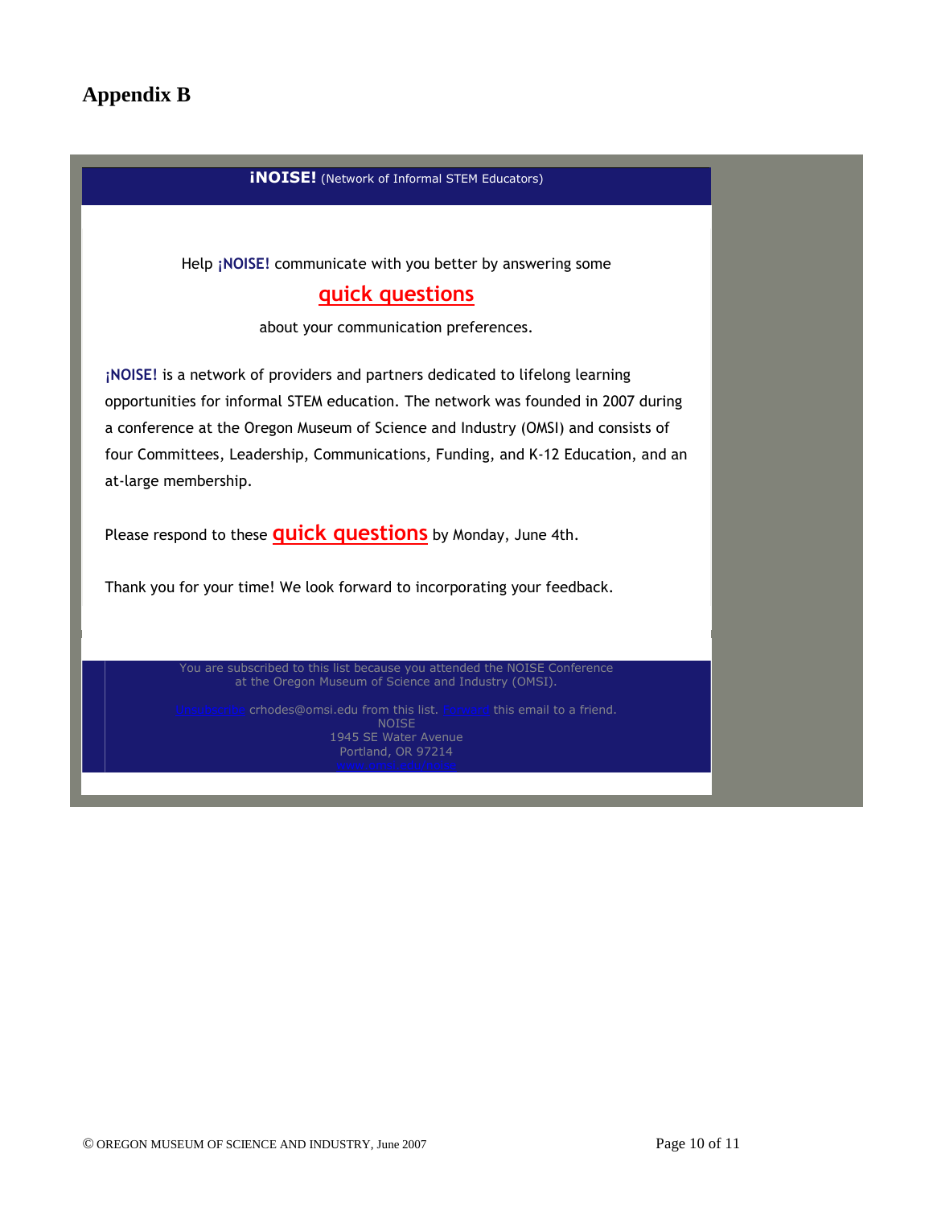# Appendix B

**¡NOISE!** (Network of Informal STEM Educators)

Help **¡NOISE!** communicate with you better by answering some

**quick questions**

about your communication preferences.

**¡NOISE!** is a network of providers and partners dedicated to lifelong learning opportunities for informal STEM education. The network was founded in 2007 during a conference at the Oregon Museum of Science and Industry (OMSI) and consists of four Committees, Leadership, Communications, Funding, and K-12 Education, and an at-large membership.

Please respond to these **quick questions** by Monday, June 4th.

Thank you for your time! We look forward to incorporating your feedback.

You are subscribed to this list because you attended the NOISE Conference at the Oregon Museum of Science and Industry (OMSI).

Unsubscribe crhodes@omsi.edu from this list. Forward this email to a friend.
NOISE
1945 SE Water Avenue
Portland, OR 97214
www.omsi.edu/noise

© OREGON MUSEUM OF SCIENCE AND INDUSTRY, June 2007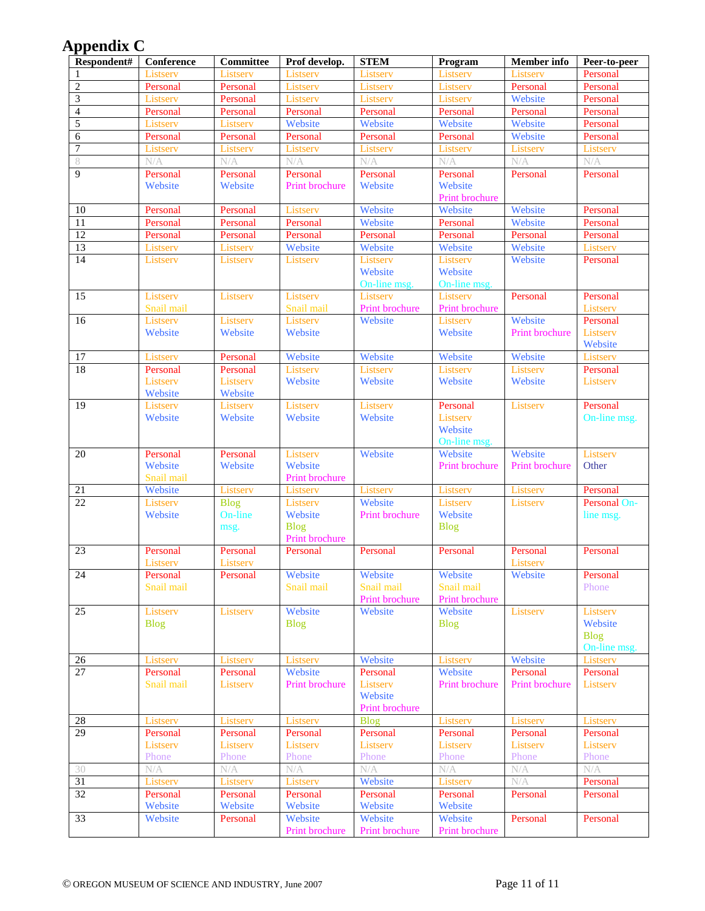# Appendix C

| Respondent# | Conference | Committee | Prof develop. | STEM | Program | Member info | Peer-to-peer |
|---|---|---|---|---|---|---|---|
| 1 | Listserv | Listserv | Listserv | Listserv | Listserv | Listserv | Personal |
| 2 | Personal | Personal | Listserv | Listserv | Listserv | Personal | Personal |
| 3 | Listserv | Personal | Listserv | Listserv | Listserv | Website | Personal |
| 4 | Personal | Personal | Personal | Personal | Personal | Personal | Personal |
| 5 | Listserv | Listserv | Website | Website | Website | Website | Personal |
| 6 | Personal | Personal | Personal | Personal | Personal | Website | Personal |
| 7 | Listserv | Listserv | Listserv | Listserv | Listserv | Listserv | Listserv |
| 8 | N/A | N/A | N/A | N/A | N/A | N/A | N/A |
| 9 | Personal Website | Personal Website | Personal Print brochure | Personal Website | Personal Website Print brochure | Personal | Personal |
| 10 | Personal | Personal | Listserv | Website | Website | Website | Personal |
| 11 | Personal | Personal | Personal | Website | Personal | Website | Personal |
| 12 | Personal | Personal | Personal | Personal | Personal | Personal | Personal |
| 13 | Listserv | Listserv | Website | Website | Website | Website | Listserv |
| 14 | Listserv | Listserv | Listserv | Listserv Website On-line msg. | Listserv Website On-line msg. | Website | Personal |
| 15 | Listserv Snail mail | Listserv | Listserv Snail mail | Listserv Print brochure | Listserv Print brochure | Personal | Personal Listserv |
| 16 | Listserv Website | Listserv Website | Listserv Website | Website | Listserv Website | Website Print brochure | Personal Listserv Website |
| 17 | Listserv | Personal | Website | Website | Website | Website | Listserv |
| 18 | Personal Listserv Website | Personal Listserv Website | Listserv Website | Listserv Website | Listserv Website | Listserv Website | Personal Listserv |
| 19 | Listserv Website | Listserv Website | Listserv Website | Listserv Website | Personal Listserv Website On-line msg. | Listserv | Personal On-line msg. |
| 20 | Personal Website Snail mail | Personal Website | Listserv Website Print brochure | Website | Website Print brochure | Website Print brochure | Listserv Other |
| 21 | Website | Listserv | Listserv | Listserv | Listserv | Listserv | Personal |
| 22 | Listserv Website | Blog On-line msg. | Listserv Website Blog Print brochure | Website Print brochure | Listserv Website Blog | Listserv | Personal On-line msg. |
| 23 | Personal Listserv | Personal Listserv | Personal | Personal | Personal | Personal Listserv | Personal |
| 24 | Personal Snail mail | Personal | Website Snail mail | Website Snail mail Print brochure | Website Snail mail Print brochure | Website | Personal Phone |
| 25 | Listserv Blog | Listserv | Website Blog | Website | Website Blog | Listserv | Listserv Website Blog On-line msg. |
| 26 | Listserv | Listserv | Listserv | Website | Listserv | Website | Listserv |
| 27 | Personal Snail mail | Personal Listserv | Website Print brochure | Personal Listserv Website Print brochure | Website Print brochure | Personal Print brochure | Personal Listserv |
| 28 | Listserv | Listserv | Listserv | Blog | Listserv | Listserv | Listserv |
| 29 | Personal Listserv Phone | Personal Listserv Phone | Personal Listserv Phone | Personal Listserv Phone | Personal Listserv Phone | Personal Listserv Phone | Personal Listserv Phone |
| 30 | N/A | N/A | N/A | N/A | N/A | N/A | N/A |
| 31 | Listserv | Listserv | Listserv | Website | Listserv | N/A | Personal |
| 32 | Personal Website | Personal Website | Personal Website | Personal Website | Personal Website | Personal | Personal |
| 33 | Website | Personal | Website Print brochure | Website Print brochure | Website Print brochure | Personal | Personal |

© OREGON MUSEUM OF SCIENCE AND INDUSTRY, June 2007